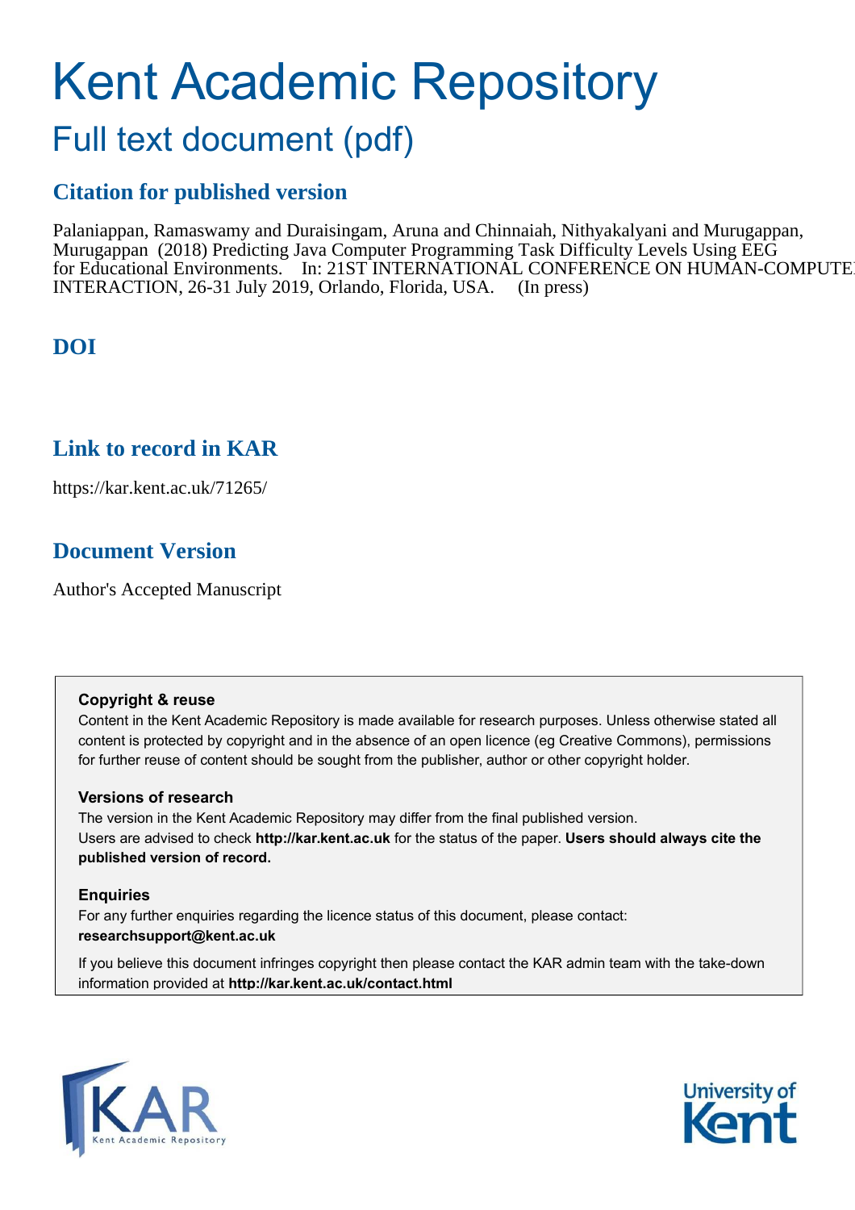# Kent Academic Repository

## Full text document (pdf)

### Citation for published version

Palaniappan, Ramaswamy and Duraisingam, Aruna and Chinnaiah, Nithyakalyani and Murugappan, Murugappan (2018) Predicting Java Computer Programming Task Difficulty Levels Using EEG for Educational Environments. In: 21ST INTERNATIONAL CONFERENCE ON HUMAN-COMPUTER INTERACTION, 26-31 July 2019, Orlando, Florida, USA. (In press)

### DOI

### Link to record in KAR

https://kar.kent.ac.uk/71265/

### Document Version

Author's Accepted Manuscript

**Copyright & reuse**

Content in the Kent Academic Repository is made available for research purposes. Unless otherwise stated all content is protected by copyright and in the absence of an open licence (eg Creative Commons), permissions for further reuse of content should be sought from the publisher, author or other copyright holder.

**Versions of research**

The version in the Kent Academic Repository may differ from the final published version. Users are advised to check **http://kar.kent.ac.uk** for the status of the paper. **Users should always cite the published version of record.**

**Enquiries**

For any further enquiries regarding the licence status of this document, please contact: **researchsupport@kent.ac.uk**

If you believe this document infringes copyright then please contact the KAR admin team with the take-down information provided at **http://kar.kent.ac.uk/contact.html**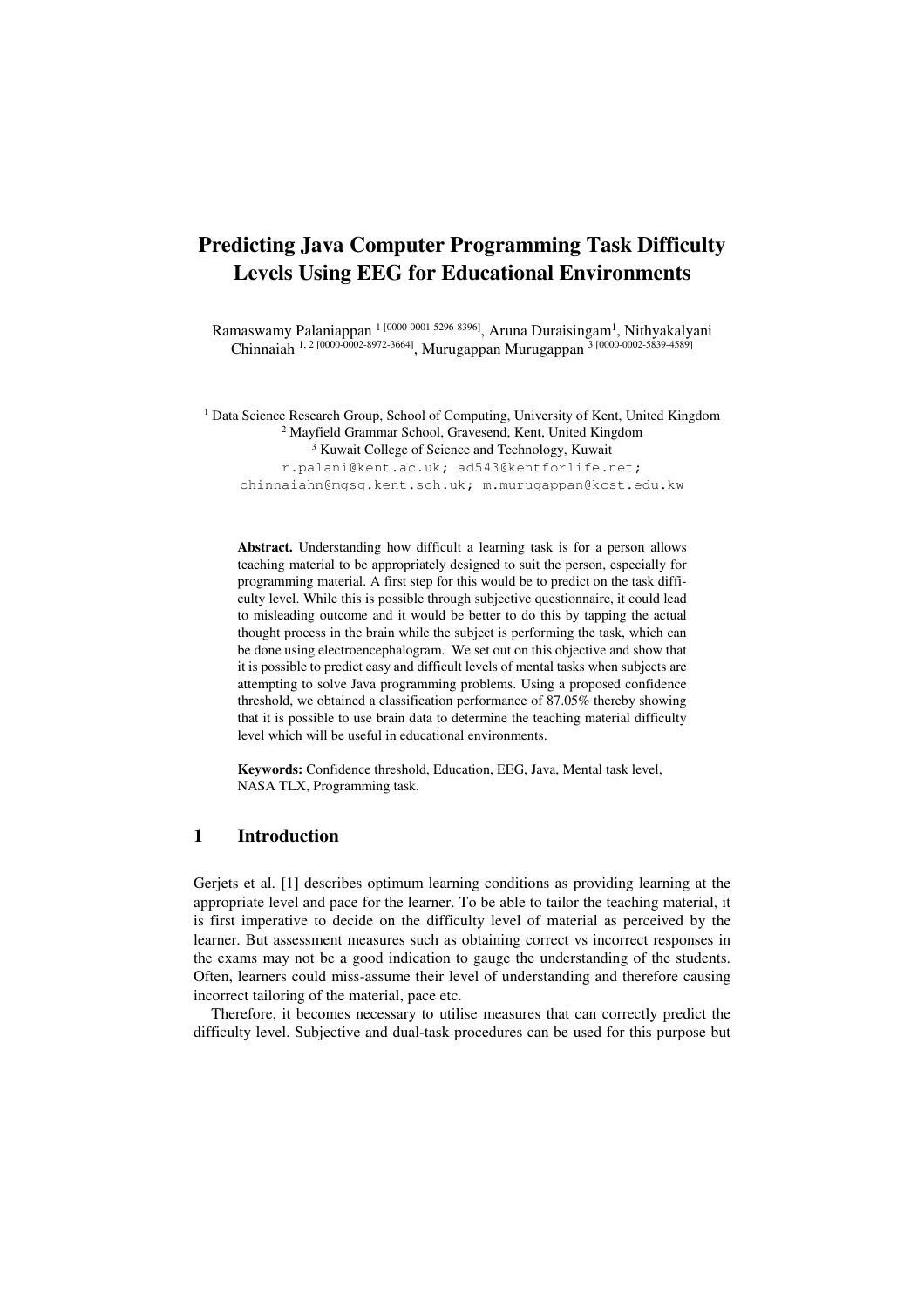# Predicting Java Computer Programming Task Difficulty Levels Using EEG for Educational Environments

Ramaswamy Palaniappan [1 [0000-0001-5296-8396]], Aruna Duraisingam[1], Nithyakalyani Chinnaiah [1, 2 [0000-0002-8972-3664]], Murugappan Murugappan [3 [0000-0002-5839-4589]]

[1] Data Science Research Group, School of Computing, University of Kent, United Kingdom
[2] Mayfield Grammar School, Gravesend, Kent, United Kingdom
[3] Kuwait College of Science and Technology, Kuwait

r.palani@kent.ac.uk; ad543@kentforlife.net; chinnaiahn@mgsg.kent.sch.uk; m.murugappan@kcst.edu.kw

**Abstract.** Understanding how difficult a learning task is for a person allows teaching material to be appropriately designed to suit the person, especially for programming material. A first step for this would be to predict on the task difficulty level. While this is possible through subjective questionnaire, it could lead to misleading outcome and it would be better to do this by tapping the actual thought process in the brain while the subject is performing the task, which can be done using electroencephalogram. We set out on this objective and show that it is possible to predict easy and difficult levels of mental tasks when subjects are attempting to solve Java programming problems. Using a proposed confidence threshold, we obtained a classification performance of 87.05% thereby showing that it is possible to use brain data to determine the teaching material difficulty level which will be useful in educational environments.

**Keywords:** Confidence threshold, Education, EEG, Java, Mental task level, NASA TLX, Programming task.

## 1 Introduction

Gerjets et al. [1] describes optimum learning conditions as providing learning at the appropriate level and pace for the learner. To be able to tailor the teaching material, it is first imperative to decide on the difficulty level of material as perceived by the learner. But assessment measures such as obtaining correct vs incorrect responses in the exams may not be a good indication to gauge the understanding of the students. Often, learners could miss-assume their level of understanding and therefore causing incorrect tailoring of the material, pace etc.

Therefore, it becomes necessary to utilise measures that can correctly predict the difficulty level. Subjective and dual-task procedures can be used for this purpose but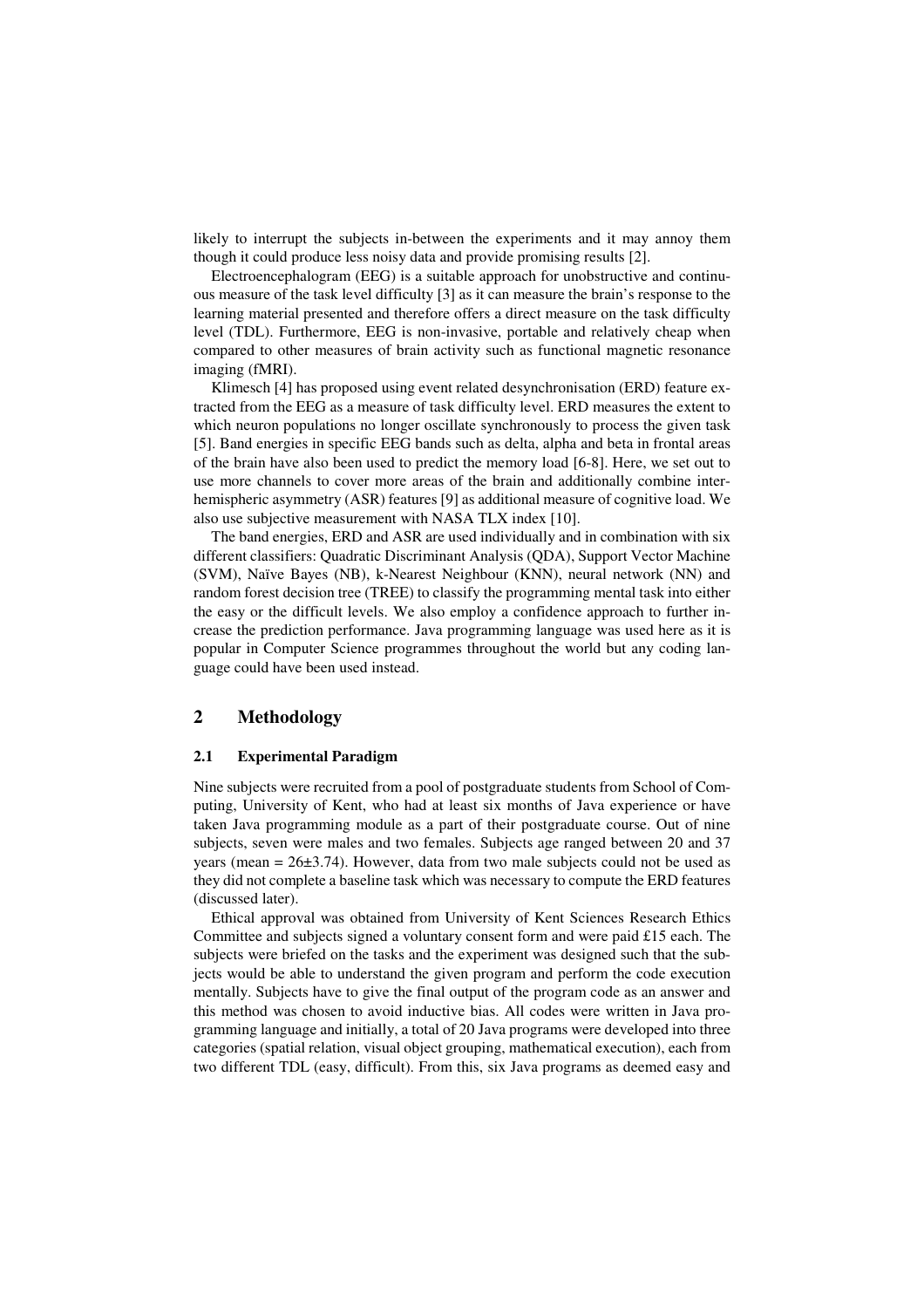likely to interrupt the subjects in-between the experiments and it may annoy them though it could produce less noisy data and provide promising results [2].

Electroencephalogram (EEG) is a suitable approach for unobstructive and continuous measure of the task level difficulty [3] as it can measure the brain's response to the learning material presented and therefore offers a direct measure on the task difficulty level (TDL). Furthermore, EEG is non-invasive, portable and relatively cheap when compared to other measures of brain activity such as functional magnetic resonance imaging (fMRI).

Klimesch [4] has proposed using event related desynchronisation (ERD) feature extracted from the EEG as a measure of task difficulty level. ERD measures the extent to which neuron populations no longer oscillate synchronously to process the given task [5]. Band energies in specific EEG bands such as delta, alpha and beta in frontal areas of the brain have also been used to predict the memory load [6-8]. Here, we set out to use more channels to cover more areas of the brain and additionally combine inter-hemispheric asymmetry (ASR) features [9] as additional measure of cognitive load. We also use subjective measurement with NASA TLX index [10].

The band energies, ERD and ASR are used individually and in combination with six different classifiers: Quadratic Discriminant Analysis (QDA), Support Vector Machine (SVM), Naïve Bayes (NB), k-Nearest Neighbour (KNN), neural network (NN) and random forest decision tree (TREE) to classify the programming mental task into either the easy or the difficult levels. We also employ a confidence approach to further increase the prediction performance. Java programming language was used here as it is popular in Computer Science programmes throughout the world but any coding language could have been used instead.

## 2 Methodology

### 2.1 Experimental Paradigm

Nine subjects were recruited from a pool of postgraduate students from School of Computing, University of Kent, who had at least six months of Java experience or have taken Java programming module as a part of their postgraduate course. Out of nine subjects, seven were males and two females. Subjects age ranged between 20 and 37 years (mean = 26±3.74). However, data from two male subjects could not be used as they did not complete a baseline task which was necessary to compute the ERD features (discussed later).

Ethical approval was obtained from University of Kent Sciences Research Ethics Committee and subjects signed a voluntary consent form and were paid £15 each. The subjects were briefed on the tasks and the experiment was designed such that the subjects would be able to understand the given program and perform the code execution mentally. Subjects have to give the final output of the program code as an answer and this method was chosen to avoid inductive bias. All codes were written in Java programming language and initially, a total of 20 Java programs were developed into three categories (spatial relation, visual object grouping, mathematical execution), each from two different TDL (easy, difficult). From this, six Java programs as deemed easy and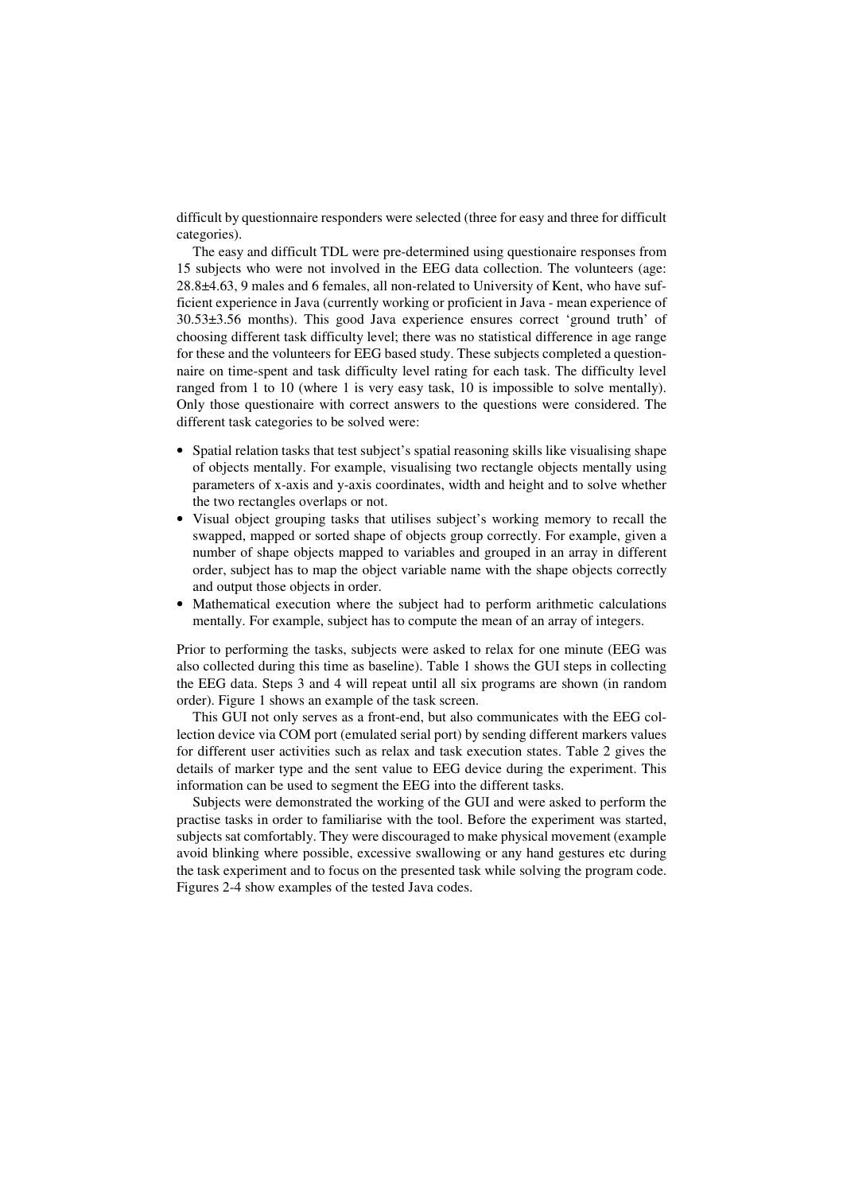difficult by questionnaire responders were selected (three for easy and three for difficult categories).

The easy and difficult TDL were pre-determined using questionaire responses from 15 subjects who were not involved in the EEG data collection. The volunteers (age: 28.8±4.63, 9 males and 6 females, all non-related to University of Kent, who have sufficient experience in Java (currently working or proficient in Java - mean experience of 30.53±3.56 months). This good Java experience ensures correct 'ground truth' of choosing different task difficulty level; there was no statistical difference in age range for these and the volunteers for EEG based study. These subjects completed a questionnaire on time-spent and task difficulty level rating for each task. The difficulty level ranged from 1 to 10 (where 1 is very easy task, 10 is impossible to solve mentally). Only those questionaire with correct answers to the questions were considered. The different task categories to be solved were:

- Spatial relation tasks that test subject's spatial reasoning skills like visualising shape of objects mentally. For example, visualising two rectangle objects mentally using parameters of x-axis and y-axis coordinates, width and height and to solve whether the two rectangles overlaps or not.
- Visual object grouping tasks that utilises subject's working memory to recall the swapped, mapped or sorted shape of objects group correctly. For example, given a number of shape objects mapped to variables and grouped in an array in different order, subject has to map the object variable name with the shape objects correctly and output those objects in order.
- Mathematical execution where the subject had to perform arithmetic calculations mentally. For example, subject has to compute the mean of an array of integers.

Prior to performing the tasks, subjects were asked to relax for one minute (EEG was also collected during this time as baseline). Table 1 shows the GUI steps in collecting the EEG data. Steps 3 and 4 will repeat until all six programs are shown (in random order). Figure 1 shows an example of the task screen.

This GUI not only serves as a front-end, but also communicates with the EEG collection device via COM port (emulated serial port) by sending different markers values for different user activities such as relax and task execution states. Table 2 gives the details of marker type and the sent value to EEG device during the experiment. This information can be used to segment the EEG into the different tasks.

Subjects were demonstrated the working of the GUI and were asked to perform the practise tasks in order to familiarise with the tool. Before the experiment was started, subjects sat comfortably. They were discouraged to make physical movement (example avoid blinking where possible, excessive swallowing or any hand gestures etc during the task experiment and to focus on the presented task while solving the program code. Figures 2-4 show examples of the tested Java codes.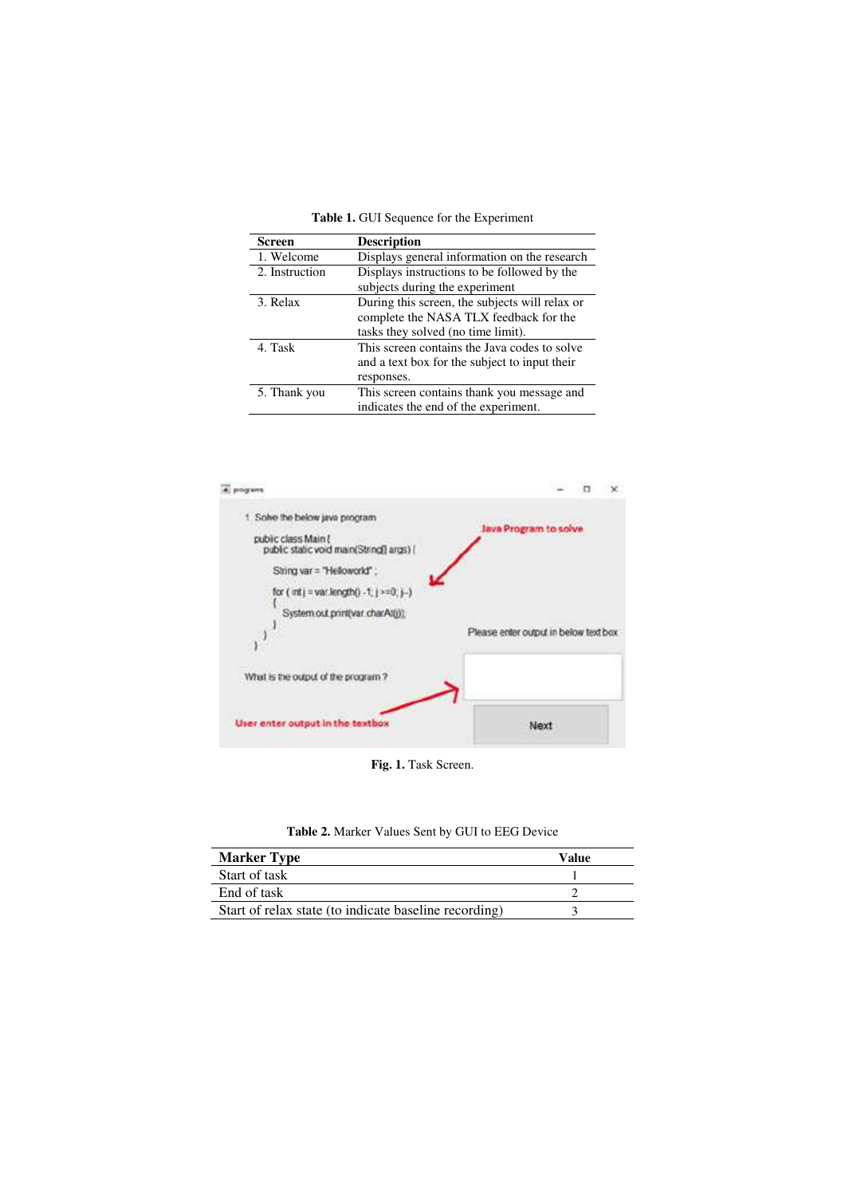**Table 1.** GUI Sequence for the Experiment

| Screen | Description |
| --- | --- |
| 1. Welcome | Displays general information on the research |
| 2. Instruction | Displays instructions to be followed by the subjects during the experiment |
| 3. Relax | During this screen, the subjects will relax or complete the NASA TLX feedback for the tasks they solved (no time limit). |
| 4. Task | This screen contains the Java codes to solve and a text box for the subject to input their responses. |
| 5. Thank you | This screen contains thank you message and indicates the end of the experiment. |

**Fig. 1.** Task Screen.

**Table 2.** Marker Values Sent by GUI to EEG Device

| Marker Type | Value |
| --- | --- |
| Start of task | 1 |
| End of task | 2 |
| Start of relax state (to indicate baseline recording) | 3 |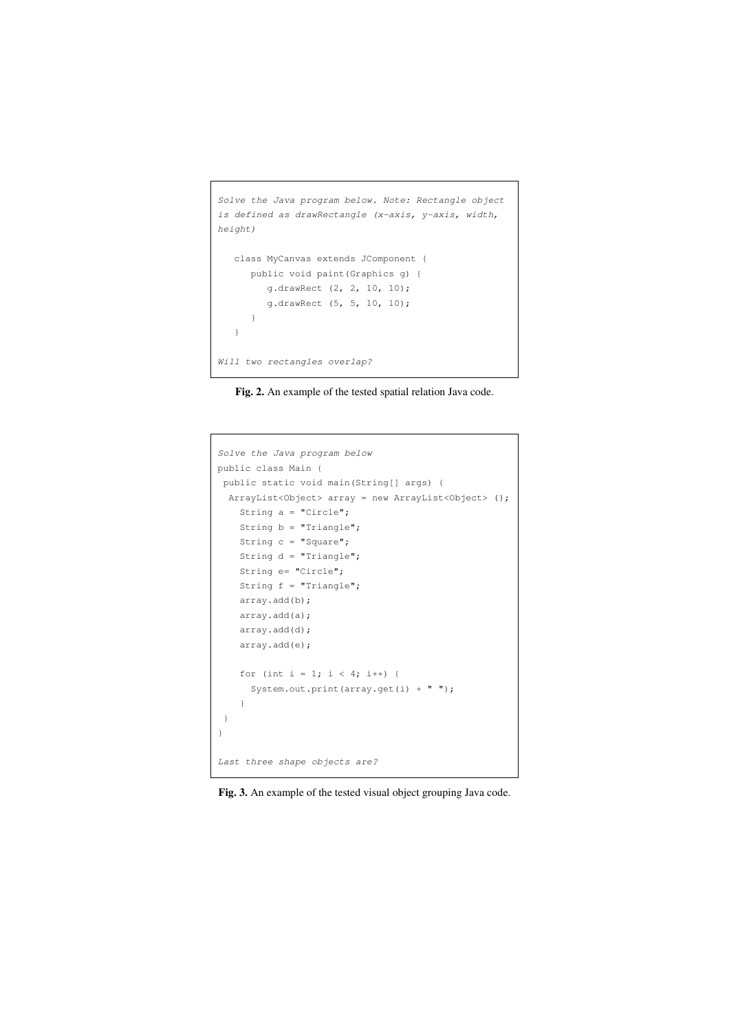```
Solve the Java program below. Note: Rectangle object
is defined as drawRectangle (x-axis, y-axis, width,
height)

   class MyCanvas extends JComponent {
      public void paint(Graphics g) {
         g.drawRect (2, 2, 10, 10);
         g.drawRect (5, 5, 10, 10);
      }
   }

Will two rectangles overlap?
```

**Fig. 2.** An example of the tested spatial relation Java code.

```
Solve the Java program below
public class Main {
 public static void main(String[] args) {
  ArrayList<Object> array = new ArrayList<Object> ();
    String a = "Circle";
    String b = "Triangle";
    String c = "Square";
    String d = "Triangle";
    String e= "Circle";
    String f = "Triangle";
    array.add(b);
    array.add(a);
    array.add(d);
    array.add(e);

    for (int i = 1; i < 4; i++) {
      System.out.print(array.get(i) + " ");
    }
 }
}

Last three shape objects are?
```

**Fig. 3.** An example of the tested visual object grouping Java code.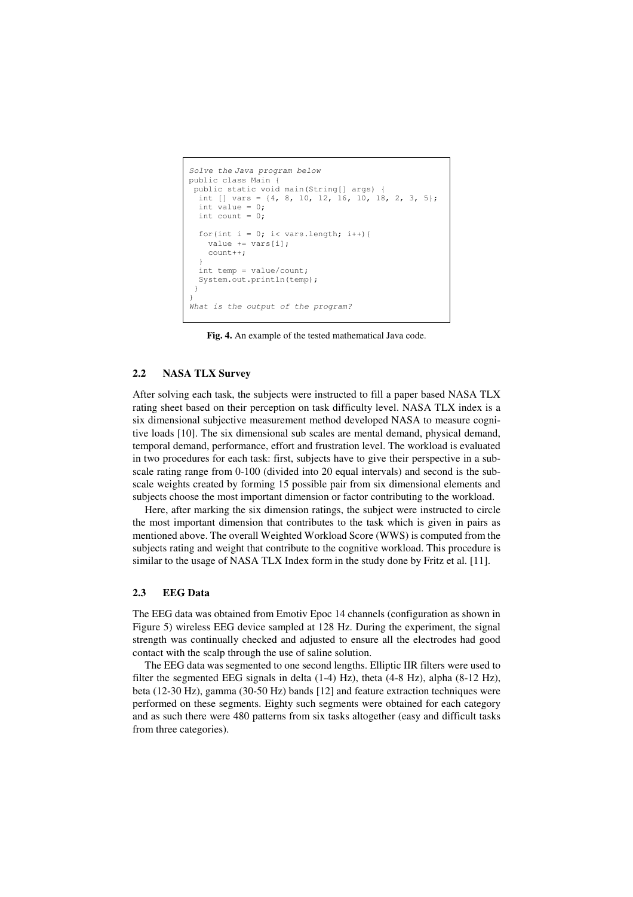```
Solve the Java program below
public class Main {
 public static void main(String[] args) {
  int [] vars = {4, 8, 10, 12, 16, 10, 18, 2, 3, 5};
  int value = 0;
  int count = 0;

  for(int i = 0; i< vars.length; i++){
    value += vars[i];
    count++;
  }
  int temp = value/count;
  System.out.println(temp);
 }
}
What is the output of the program?
```

**Fig. 4.** An example of the tested mathematical Java code.

### 2.2 NASA TLX Survey

After solving each task, the subjects were instructed to fill a paper based NASA TLX rating sheet based on their perception on task difficulty level. NASA TLX index is a six dimensional subjective measurement method developed NASA to measure cognitive loads [10]. The six dimensional sub scales are mental demand, physical demand, temporal demand, performance, effort and frustration level. The workload is evaluated in two procedures for each task: first, subjects have to give their perspective in a sub-scale rating range from 0-100 (divided into 20 equal intervals) and second is the sub-scale weights created by forming 15 possible pair from six dimensional elements and subjects choose the most important dimension or factor contributing to the workload.

Here, after marking the six dimension ratings, the subject were instructed to circle the most important dimension that contributes to the task which is given in pairs as mentioned above. The overall Weighted Workload Score (WWS) is computed from the subjects rating and weight that contribute to the cognitive workload. This procedure is similar to the usage of NASA TLX Index form in the study done by Fritz et al. [11].

### 2.3 EEG Data

The EEG data was obtained from Emotiv Epoc 14 channels (configuration as shown in Figure 5) wireless EEG device sampled at 128 Hz. During the experiment, the signal strength was continually checked and adjusted to ensure all the electrodes had good contact with the scalp through the use of saline solution.

The EEG data was segmented to one second lengths. Elliptic IIR filters were used to filter the segmented EEG signals in delta (1-4) Hz), theta (4-8 Hz), alpha (8-12 Hz), beta (12-30 Hz), gamma (30-50 Hz) bands [12] and feature extraction techniques were performed on these segments. Eighty such segments were obtained for each category and as such there were 480 patterns from six tasks altogether (easy and difficult tasks from three categories).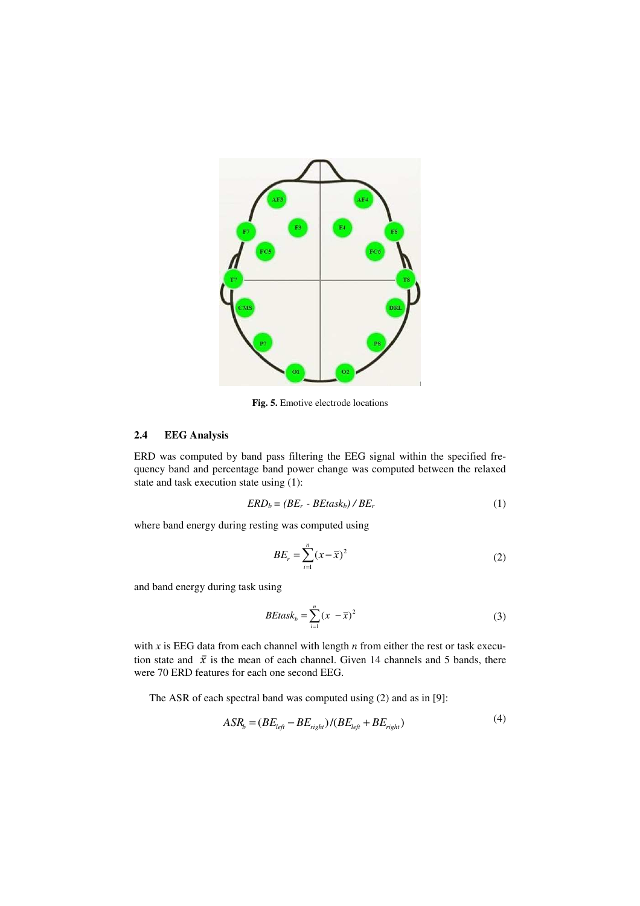Fig. 5. Emotive electrode locations

### 2.4 EEG Analysis

ERD was computed by band pass filtering the EEG signal within the specified frequency band and percentage band power change was computed between the relaxed state and task execution state using (1):

$$ERD_b = (BE_r - BEtask_b) / BE_r \tag{1}$$

where band energy during resting was computed using

$$BE_r = \sum_{i=1}^{n} (x - \bar{x})^2 \tag{2}$$

and band energy during task using

$$BEtask_b = \sum_{i=1}^{n} (x - \bar{x})^2 \tag{3}$$

with $x$ is EEG data from each channel with length $n$ from either the rest or task execution state and $\bar{x}$ is the mean of each channel. Given 14 channels and 5 bands, there were 70 ERD features for each one second EEG.

The ASR of each spectral band was computed using (2) and as in [9]:

$$ASR_b = (BE_{left} - BE_{right}) / (BE_{left} + BE_{right}) \tag{4}$$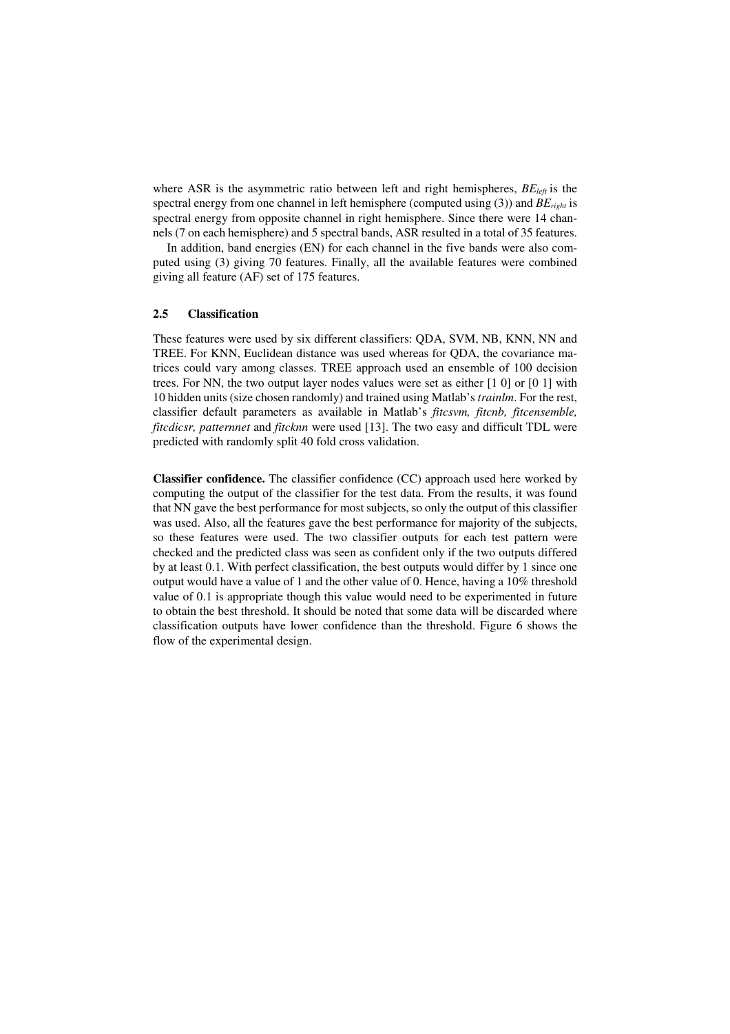where ASR is the asymmetric ratio between left and right hemispheres, $BE_{left}$ is the spectral energy from one channel in left hemisphere (computed using (3)) and $BE_{right}$ is spectral energy from opposite channel in right hemisphere. Since there were 14 channels (7 on each hemisphere) and 5 spectral bands, ASR resulted in a total of 35 features.

In addition, band energies (EN) for each channel in the five bands were also computed using (3) giving 70 features. Finally, all the available features were combined giving all feature (AF) set of 175 features.

### 2.5 Classification

These features were used by six different classifiers: QDA, SVM, NB, KNN, NN and TREE. For KNN, Euclidean distance was used whereas for QDA, the covariance matrices could vary among classes. TREE approach used an ensemble of 100 decision trees. For NN, the two output layer nodes values were set as either [1 0] or [0 1] with 10 hidden units (size chosen randomly) and trained using Matlab's *trainlm*. For the rest, classifier default parameters as available in Matlab's *fitcsvm, fitcnb, fitcensemble, fitcdicsr, patternnet* and *fitcknn* were used [13]. The two easy and difficult TDL were predicted with randomly split 40 fold cross validation.

**Classifier confidence.** The classifier confidence (CC) approach used here worked by computing the output of the classifier for the test data. From the results, it was found that NN gave the best performance for most subjects, so only the output of this classifier was used. Also, all the features gave the best performance for majority of the subjects, so these features were used. The two classifier outputs for each test pattern were checked and the predicted class was seen as confident only if the two outputs differed by at least 0.1. With perfect classification, the best outputs would differ by 1 since one output would have a value of 1 and the other value of 0. Hence, having a 10% threshold value of 0.1 is appropriate though this value would need to be experimented in future to obtain the best threshold. It should be noted that some data will be discarded where classification outputs have lower confidence than the threshold. Figure 6 shows the flow of the experimental design.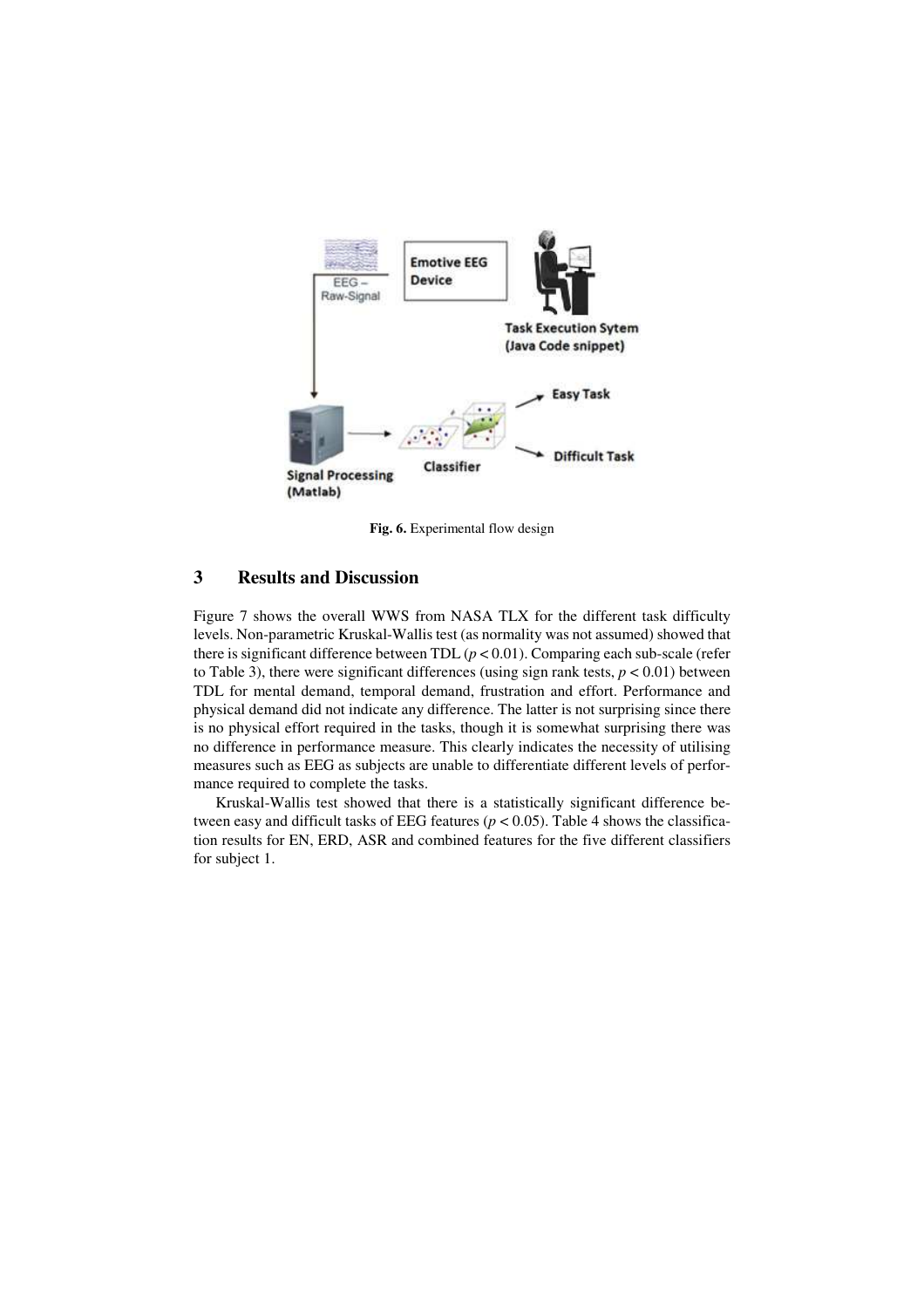**Fig. 6.** Experimental flow design

## 3 Results and Discussion

Figure 7 shows the overall WWS from NASA TLX for the different task difficulty levels. Non-parametric Kruskal-Wallis test (as normality was not assumed) showed that there is significant difference between TDL ($p < 0.01$). Comparing each sub-scale (refer to Table 3), there were significant differences (using sign rank tests, $p < 0.01$) between TDL for mental demand, temporal demand, frustration and effort. Performance and physical demand did not indicate any difference. The latter is not surprising since there is no physical effort required in the tasks, though it is somewhat surprising there was no difference in performance measure. This clearly indicates the necessity of utilising measures such as EEG as subjects are unable to differentiate different levels of performance required to complete the tasks.

Kruskal-Wallis test showed that there is a statistically significant difference between easy and difficult tasks of EEG features ($p < 0.05$). Table 4 shows the classification results for EN, ERD, ASR and combined features for the five different classifiers for subject 1.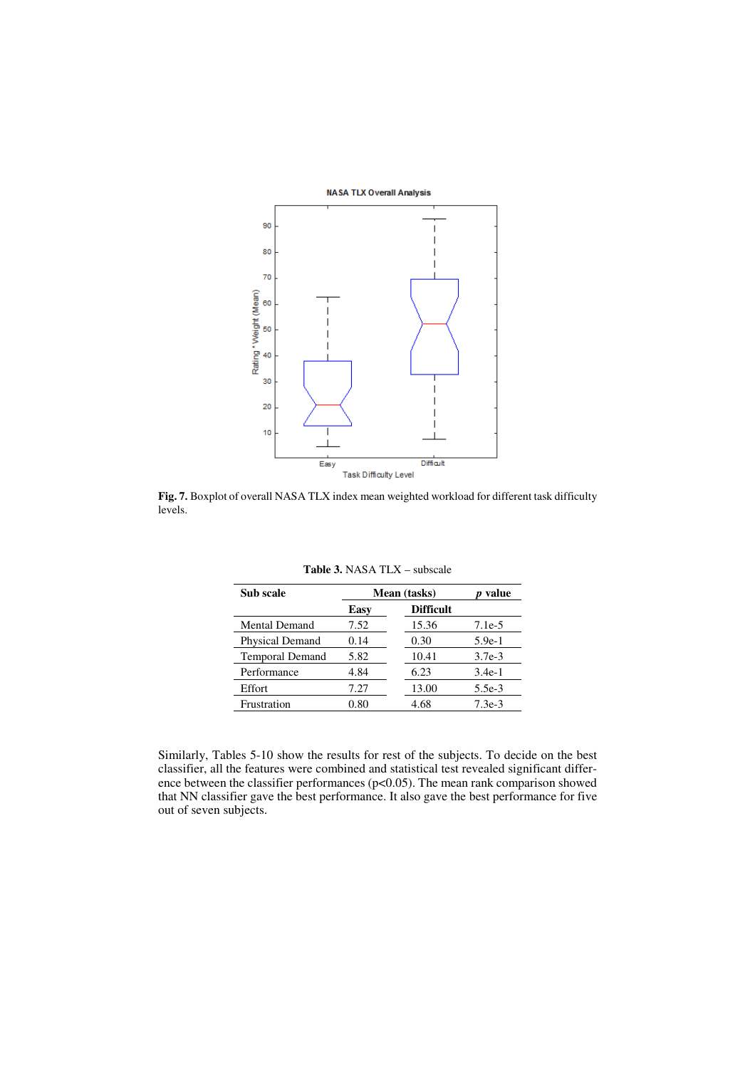Fig. 7. Boxplot of overall NASA TLX index mean weighted workload for different task difficulty levels.

**Table 3.** NASA TLX – subscale

| Sub scale | Mean (tasks) | | *p* value |
|---|---|---|---|
| | **Easy** | **Difficult** | |
| Mental Demand | 7.52 | 15.36 | 7.1e-5 |
| Physical Demand | 0.14 | 0.30 | 5.9e-1 |
| Temporal Demand | 5.82 | 10.41 | 3.7e-3 |
| Performance | 4.84 | 6.23 | 3.4e-1 |
| Effort | 7.27 | 13.00 | 5.5e-3 |
| Frustration | 0.80 | 4.68 | 7.3e-3 |

Similarly, Tables 5-10 show the results for rest of the subjects. To decide on the best classifier, all the features were combined and statistical test revealed significant difference between the classifier performances ($p<0.05$). The mean rank comparison showed that NN classifier gave the best performance. It also gave the best performance for five out of seven subjects.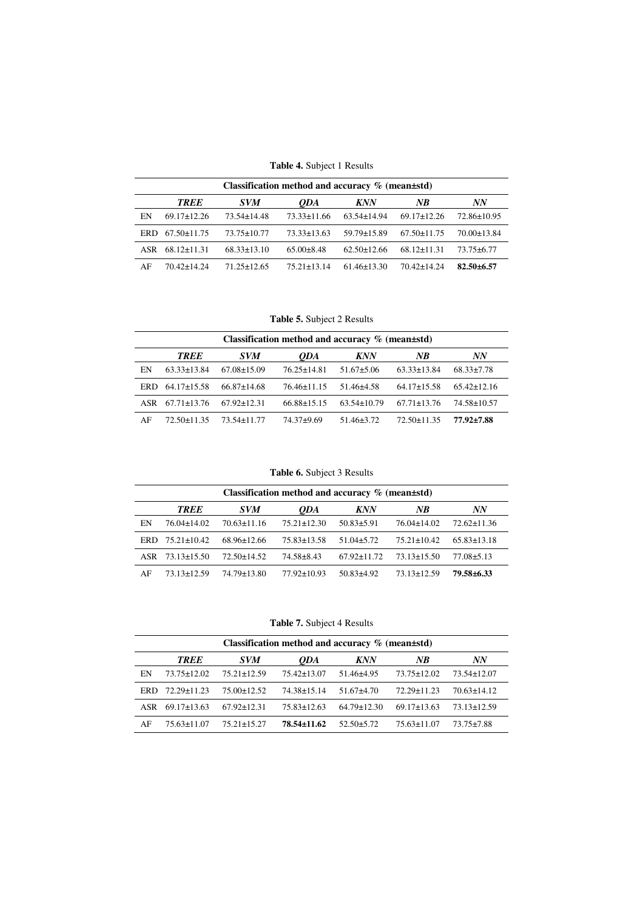**Table 4.** Subject 1 Results

| | Classification method and accuracy % (mean±std) | | | | | |
|---|---|---|---|---|---|---|
| | ***TREE*** | ***SVM*** | ***QDA*** | ***KNN*** | ***NB*** | ***NN*** |
| EN | 69.17±12.26 | 73.54±14.48 | 73.33±11.66 | 63.54±14.94 | 69.17±12.26 | 72.86±10.95 |
| ERD | 67.50±11.75 | 73.75±10.77 | 73.33±13.63 | 59.79±15.89 | 67.50±11.75 | 70.00±13.84 |
| ASR | 68.12±11.31 | 68.33±13.10 | 65.00±8.48 | 62.50±12.66 | 68.12±11.31 | 73.75±6.77 |
| AF | 70.42±14.24 | 71.25±12.65 | 75.21±13.14 | 61.46±13.30 | 70.42±14.24 | **82.50±6.57** |

**Table 5.** Subject 2 Results

| | Classification method and accuracy % (mean±std) | | | | | |
|---|---|---|---|---|---|---|
| | ***TREE*** | ***SVM*** | ***QDA*** | ***KNN*** | ***NB*** | ***NN*** |
| EN | 63.33±13.84 | 67.08±15.09 | 76.25±14.81 | 51.67±5.06 | 63.33±13.84 | 68.33±7.78 |
| ERD | 64.17±15.58 | 66.87±14.68 | 76.46±11.15 | 51.46±4.58 | 64.17±15.58 | 65.42±12.16 |
| ASR | 67.71±13.76 | 67.92±12.31 | 66.88±15.15 | 63.54±10.79 | 67.71±13.76 | 74.58±10.57 |
| AF | 72.50±11.35 | 73.54±11.77 | 74.37±9.69 | 51.46±3.72 | 72.50±11.35 | **77.92±7.88** |

**Table 6.** Subject 3 Results

| | Classification method and accuracy % (mean±std) | | | | | |
|---|---|---|---|---|---|---|
| | ***TREE*** | ***SVM*** | ***QDA*** | ***KNN*** | ***NB*** | ***NN*** |
| EN | 76.04±14.02 | 70.63±11.16 | 75.21±12.30 | 50.83±5.91 | 76.04±14.02 | 72.62±11.36 |
| ERD | 75.21±10.42 | 68.96±12.66 | 75.83±13.58 | 51.04±5.72 | 75.21±10.42 | 65.83±13.18 |
| ASR | 73.13±15.50 | 72.50±14.52 | 74.58±8.43 | 67.92±11.72 | 73.13±15.50 | 77.08±5.13 |
| AF | 73.13±12.59 | 74.79±13.80 | 77.92±10.93 | 50.83±4.92 | 73.13±12.59 | **79.58±6.33** |

**Table 7.** Subject 4 Results

| | Classification method and accuracy % (mean±std) | | | | | |
|---|---|---|---|---|---|---|
| | ***TREE*** | ***SVM*** | ***QDA*** | ***KNN*** | ***NB*** | ***NN*** |
| EN | 73.75±12.02 | 75.21±12.59 | 75.42±13.07 | 51.46±4.95 | 73.75±12.02 | 73.54±12.07 |
| ERD | 72.29±11.23 | 75.00±12.52 | 74.38±15.14 | 51.67±4.70 | 72.29±11.23 | 70.63±14.12 |
| ASR | 69.17±13.63 | 67.92±12.31 | 75.83±12.63 | 64.79±12.30 | 69.17±13.63 | 73.13±12.59 |
| AF | 75.63±11.07 | 75.21±15.27 | **78.54±11.62** | 52.50±5.72 | 75.63±11.07 | 73.75±7.88 |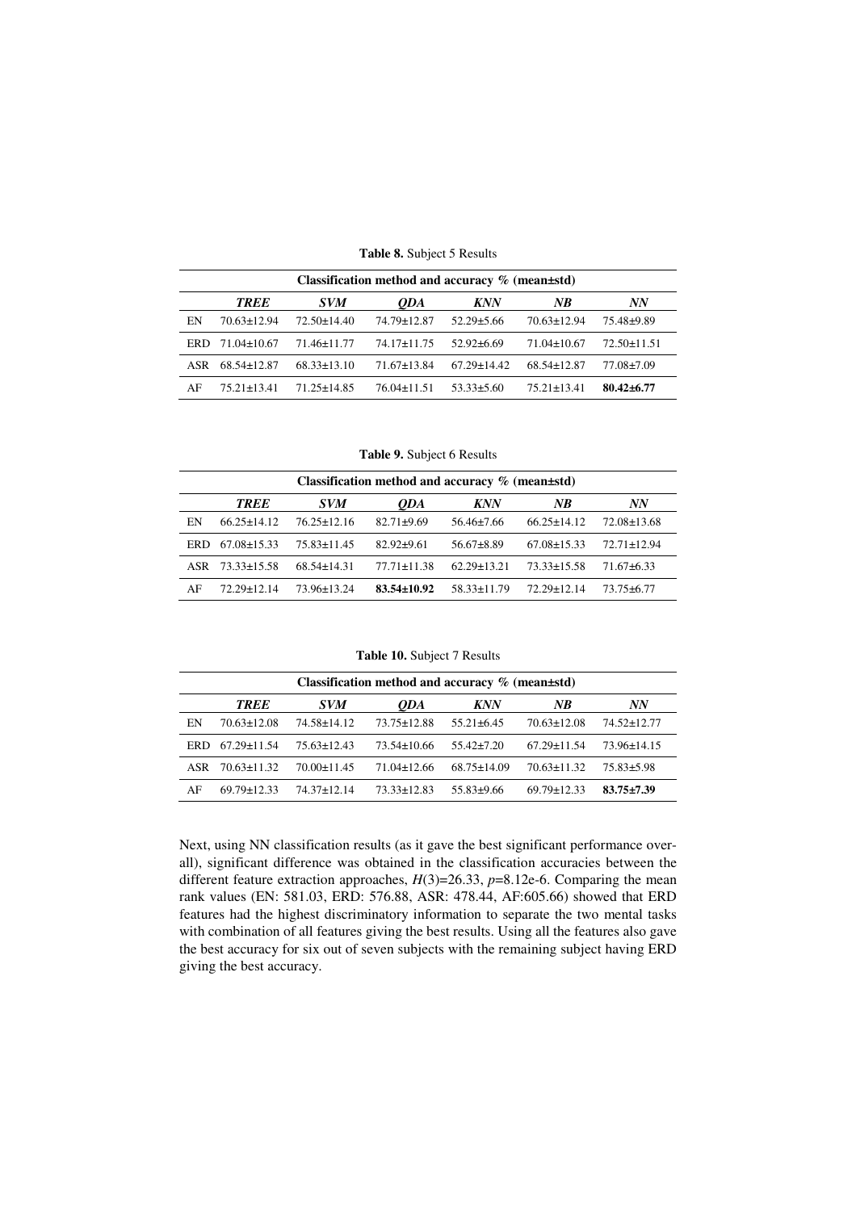**Table 8.** Subject 5 Results

| | Classification method and accuracy % (mean±std) | | | | | |
|---|---|---|---|---|---|---|
| | ***TREE*** | ***SVM*** | ***QDA*** | ***KNN*** | ***NB*** | ***NN*** |
| EN | 70.63±12.94 | 72.50±14.40 | 74.79±12.87 | 52.29±5.66 | 70.63±12.94 | 75.48±9.89 |
| ERD | 71.04±10.67 | 71.46±11.77 | 74.17±11.75 | 52.92±6.69 | 71.04±10.67 | 72.50±11.51 |
| ASR | 68.54±12.87 | 68.33±13.10 | 71.67±13.84 | 67.29±14.42 | 68.54±12.87 | 77.08±7.09 |
| AF | 75.21±13.41 | 71.25±14.85 | 76.04±11.51 | 53.33±5.60 | 75.21±13.41 | **80.42±6.77** |

**Table 9.** Subject 6 Results

| | Classification method and accuracy % (mean±std) | | | | | |
|---|---|---|---|---|---|---|
| | ***TREE*** | ***SVM*** | ***QDA*** | ***KNN*** | ***NB*** | ***NN*** |
| EN | 66.25±14.12 | 76.25±12.16 | 82.71±9.69 | 56.46±7.66 | 66.25±14.12 | 72.08±13.68 |
| ERD | 67.08±15.33 | 75.83±11.45 | 82.92±9.61 | 56.67±8.89 | 67.08±15.33 | 72.71±12.94 |
| ASR | 73.33±15.58 | 68.54±14.31 | 77.71±11.38 | 62.29±13.21 | 73.33±15.58 | 71.67±6.33 |
| AF | 72.29±12.14 | 73.96±13.24 | **83.54±10.92** | 58.33±11.79 | 72.29±12.14 | 73.75±6.77 |

**Table 10.** Subject 7 Results

| | Classification method and accuracy % (mean±std) | | | | | |
|---|---|---|---|---|---|---|
| | ***TREE*** | ***SVM*** | ***QDA*** | ***KNN*** | ***NB*** | ***NN*** |
| EN | 70.63±12.08 | 74.58±14.12 | 73.75±12.88 | 55.21±6.45 | 70.63±12.08 | 74.52±12.77 |
| ERD | 67.29±11.54 | 75.63±12.43 | 73.54±10.66 | 55.42±7.20 | 67.29±11.54 | 73.96±14.15 |
| ASR | 70.63±11.32 | 70.00±11.45 | 71.04±12.66 | 68.75±14.09 | 70.63±11.32 | 75.83±5.98 |
| AF | 69.79±12.33 | 74.37±12.14 | 73.33±12.83 | 55.83±9.66 | 69.79±12.33 | **83.75±7.39** |

Next, using NN classification results (as it gave the best significant performance overall), significant difference was obtained in the classification accuracies between the different feature extraction approaches, $H(3)$=26.33, $p$=8.12e-6. Comparing the mean rank values (EN: 581.03, ERD: 576.88, ASR: 478.44, AF:605.66) showed that ERD features had the highest discriminatory information to separate the two mental tasks with combination of all features giving the best results. Using all the features also gave the best accuracy for six out of seven subjects with the remaining subject having ERD giving the best accuracy.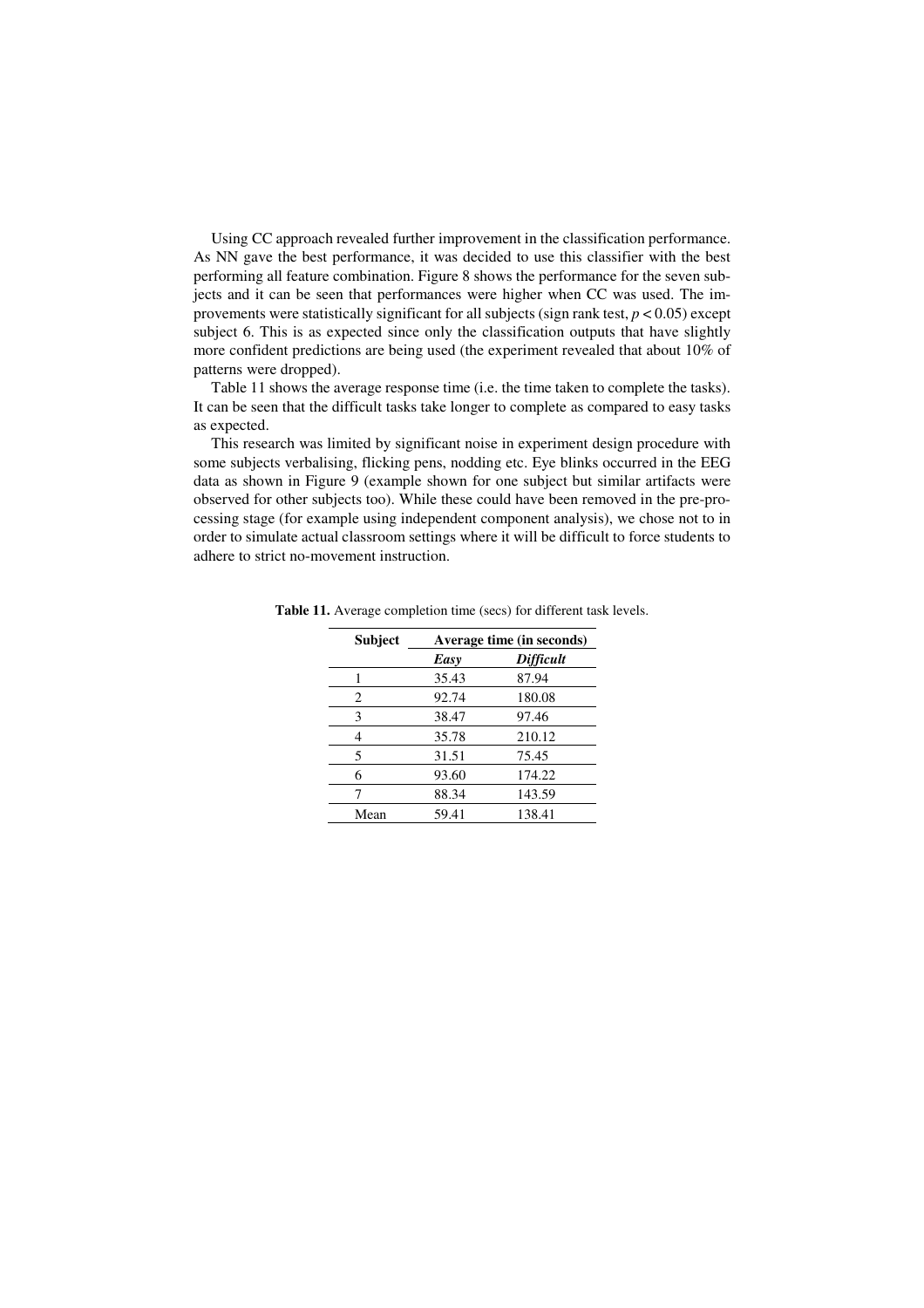Using CC approach revealed further improvement in the classification performance. As NN gave the best performance, it was decided to use this classifier with the best performing all feature combination. Figure 8 shows the performance for the seven subjects and it can be seen that performances were higher when CC was used. The improvements were statistically significant for all subjects (sign rank test, $p < 0.05$) except subject 6. This is as expected since only the classification outputs that have slightly more confident predictions are being used (the experiment revealed that about 10% of patterns were dropped).

Table 11 shows the average response time (i.e. the time taken to complete the tasks). It can be seen that the difficult tasks take longer to complete as compared to easy tasks as expected.

This research was limited by significant noise in experiment design procedure with some subjects verbalising, flicking pens, nodding etc. Eye blinks occurred in the EEG data as shown in Figure 9 (example shown for one subject but similar artifacts were observed for other subjects too). While these could have been removed in the pre-processing stage (for example using independent component analysis), we chose not to in order to simulate actual classroom settings where it will be difficult to force students to adhere to strict no-movement instruction.

**Table 11.** Average completion time (secs) for different task levels.

| **Subject** | **Average time (in seconds)** | |
|---|---|---|
| | ***Easy*** | ***Difficult*** |
| 1 | 35.43 | 87.94 |
| 2 | 92.74 | 180.08 |
| 3 | 38.47 | 97.46 |
| 4 | 35.78 | 210.12 |
| 5 | 31.51 | 75.45 |
| 6 | 93.60 | 174.22 |
| 7 | 88.34 | 143.59 |
| Mean | 59.41 | 138.41 |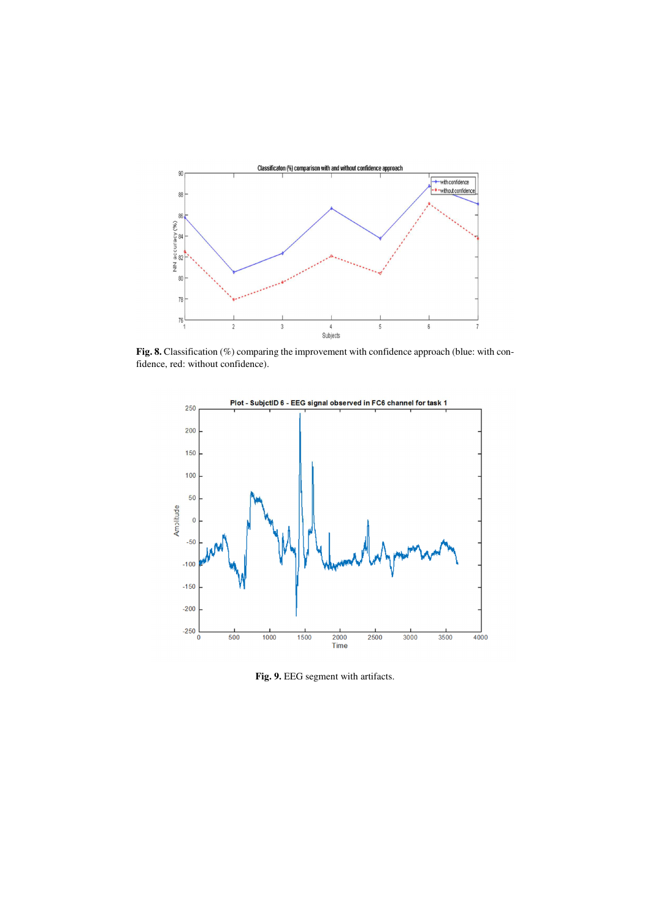**Fig. 8.** Classification (%) comparing the improvement with confidence approach (blue: with confidence, red: without confidence).

**Fig. 9.** EEG segment with artifacts.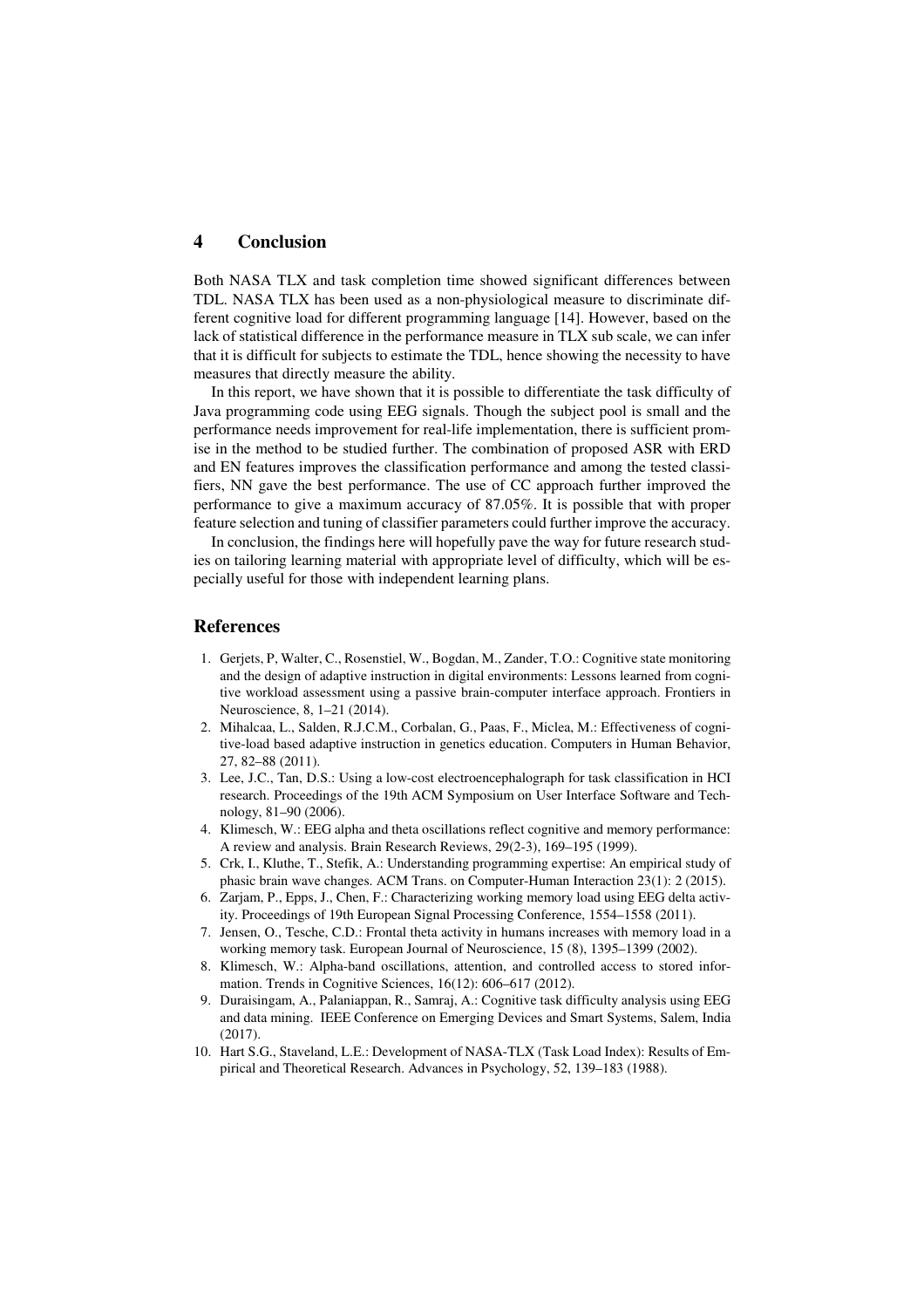## 4 Conclusion

Both NASA TLX and task completion time showed significant differences between TDL. NASA TLX has been used as a non-physiological measure to discriminate different cognitive load for different programming language [14]. However, based on the lack of statistical difference in the performance measure in TLX sub scale, we can infer that it is difficult for subjects to estimate the TDL, hence showing the necessity to have measures that directly measure the ability.

In this report, we have shown that it is possible to differentiate the task difficulty of Java programming code using EEG signals. Though the subject pool is small and the performance needs improvement for real-life implementation, there is sufficient promise in the method to be studied further. The combination of proposed ASR with ERD and EN features improves the classification performance and among the tested classifiers, NN gave the best performance. The use of CC approach further improved the performance to give a maximum accuracy of 87.05%. It is possible that with proper feature selection and tuning of classifier parameters could further improve the accuracy.

In conclusion, the findings here will hopefully pave the way for future research studies on tailoring learning material with appropriate level of difficulty, which will be especially useful for those with independent learning plans.

## References

1. Gerjets, P, Walter, C., Rosenstiel, W., Bogdan, M., Zander, T.O.: Cognitive state monitoring and the design of adaptive instruction in digital environments: Lessons learned from cognitive workload assessment using a passive brain-computer interface approach. Frontiers in Neuroscience, 8, 1–21 (2014).
2. Mihalcaa, L., Salden, R.J.C.M., Corbalan, G., Paas, F., Miclea, M.: Effectiveness of cognitive-load based adaptive instruction in genetics education. Computers in Human Behavior, 27, 82–88 (2011).
3. Lee, J.C., Tan, D.S.: Using a low-cost electroencephalograph for task classification in HCI research. Proceedings of the 19th ACM Symposium on User Interface Software and Technology, 81–90 (2006).
4. Klimesch, W.: EEG alpha and theta oscillations reflect cognitive and memory performance: A review and analysis. Brain Research Reviews, 29(2-3), 169–195 (1999).
5. Crk, I., Kluthe, T., Stefik, A.: Understanding programming expertise: An empirical study of phasic brain wave changes. ACM Trans. on Computer-Human Interaction 23(1): 2 (2015).
6. Zarjam, P., Epps, J., Chen, F.: Characterizing working memory load using EEG delta activity. Proceedings of 19th European Signal Processing Conference, 1554–1558 (2011).
7. Jensen, O., Tesche, C.D.: Frontal theta activity in humans increases with memory load in a working memory task. European Journal of Neuroscience, 15 (8), 1395–1399 (2002).
8. Klimesch, W.: Alpha-band oscillations, attention, and controlled access to stored information. Trends in Cognitive Sciences, 16(12): 606–617 (2012).
9. Duraisingam, A., Palaniappan, R., Samraj, A.: Cognitive task difficulty analysis using EEG and data mining. IEEE Conference on Emerging Devices and Smart Systems, Salem, India (2017).
10. Hart S.G., Staveland, L.E.: Development of NASA-TLX (Task Load Index): Results of Empirical and Theoretical Research. Advances in Psychology, 52, 139–183 (1988).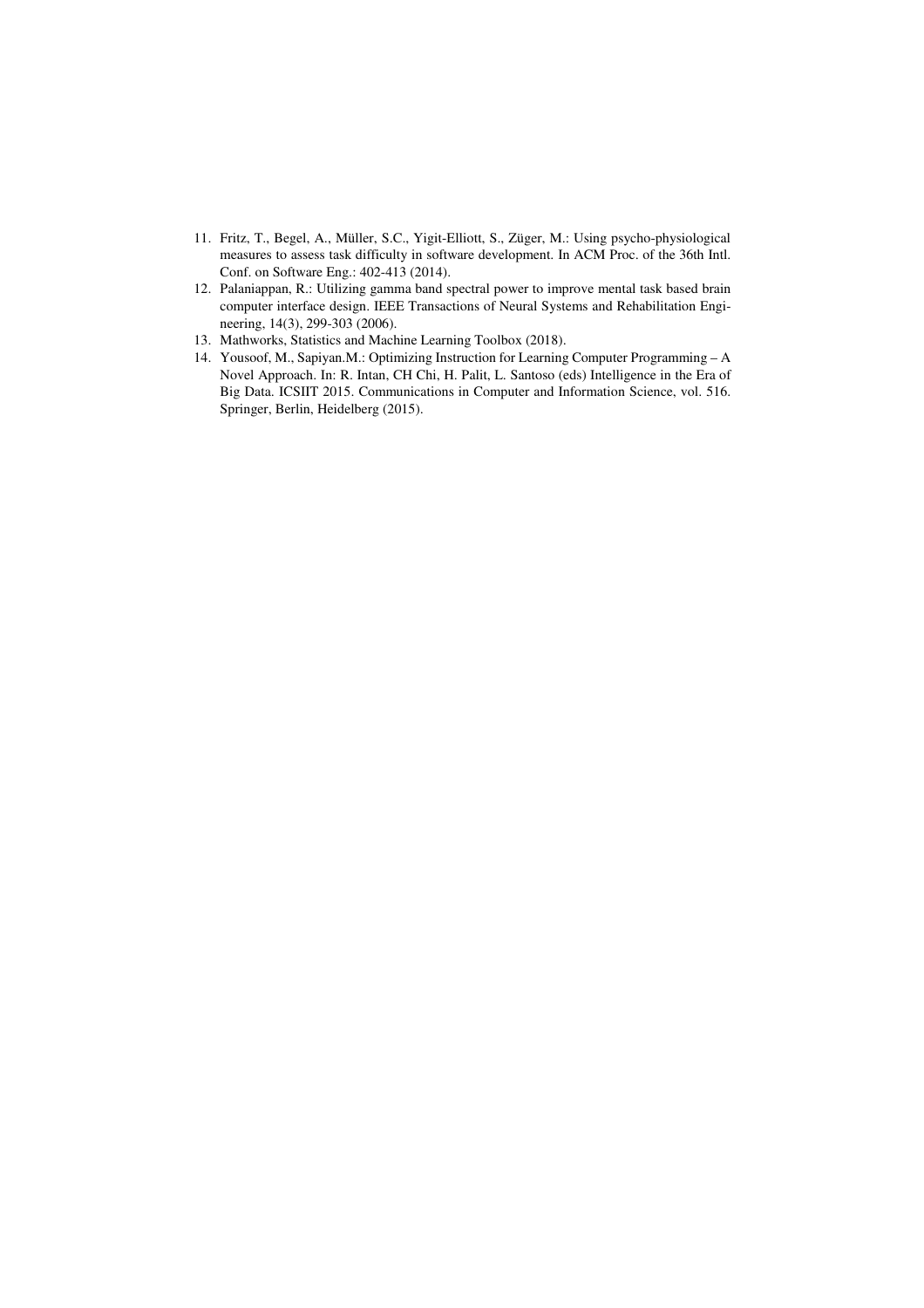11. Fritz, T., Begel, A., Müller, S.C., Yigit-Elliott, S., Züger, M.: Using psycho-physiological measures to assess task difficulty in software development. In ACM Proc. of the 36th Intl. Conf. on Software Eng.: 402-413 (2014).
12. Palaniappan, R.: Utilizing gamma band spectral power to improve mental task based brain computer interface design. IEEE Transactions of Neural Systems and Rehabilitation Engineering, 14(3), 299-303 (2006).
13. Mathworks, Statistics and Machine Learning Toolbox (2018).
14. Yousoof, M., Sapiyan.M.: Optimizing Instruction for Learning Computer Programming – A Novel Approach. In: R. Intan, CH Chi, H. Palit, L. Santoso (eds) Intelligence in the Era of Big Data. ICSIIT 2015. Communications in Computer and Information Science, vol. 516. Springer, Berlin, Heidelberg (2015).